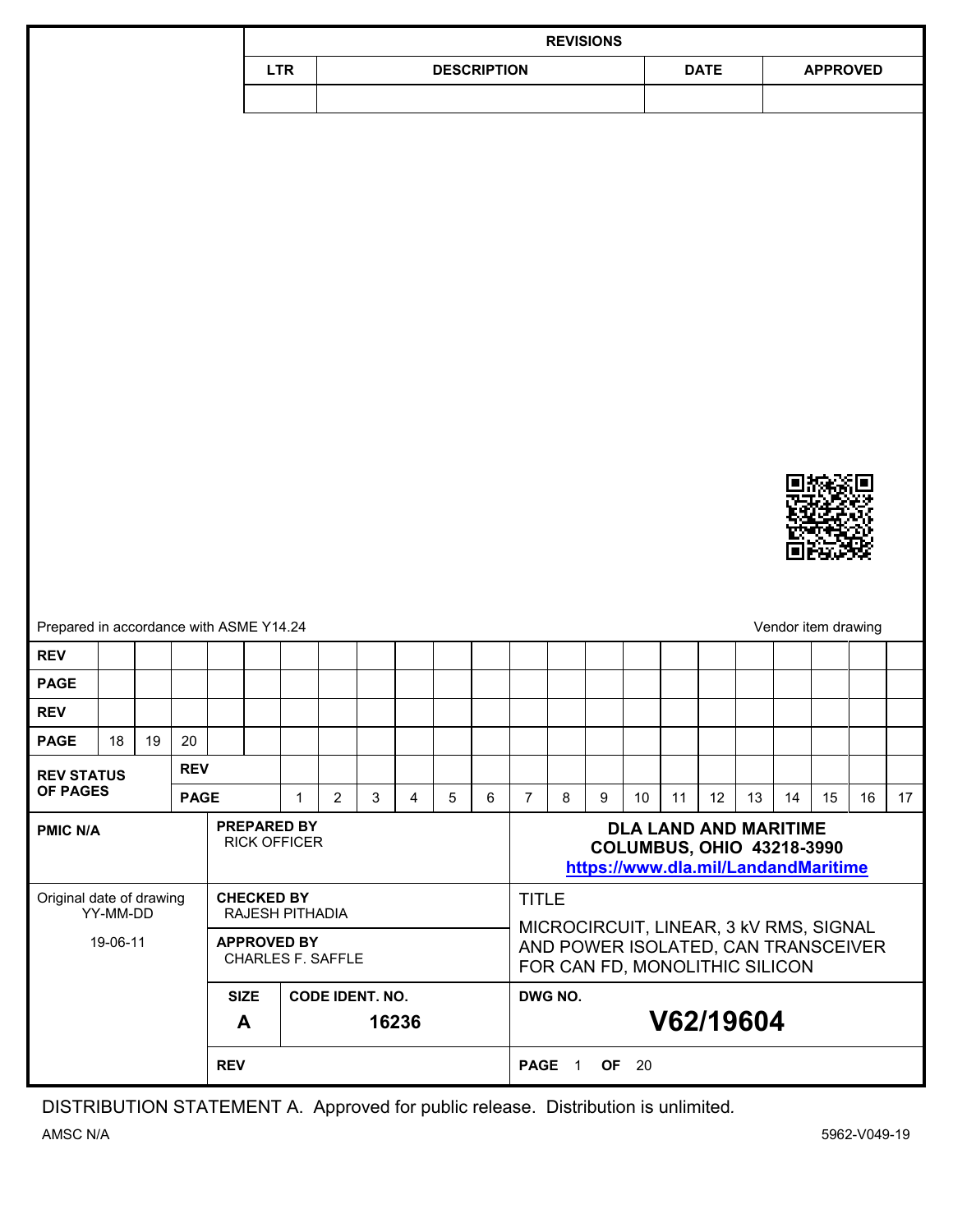| REVISIONS | | | |
|---|---|---|---|
| LTR | DESCRIPTION | DATE | APPROVED |
| | | | |

Prepared in accordance with ASME Y14.24

Vendor item drawing

| REV | | | | | | | | | | | | | | | | | |
|---|---|---|---|---|---|---|---|---|---|---|---|---|---|---|---|---|---|
| PAGE | | | | | | | | | | | | | | | | | |
| REV | | | | | | | | | | | | | | | | | |
| PAGE | 18 | 19 | 20 | | | | | | | | | | | | | | |
| REV STATUS OF PAGES | REV | | | | | | | | | | | | | | | | |
| | PAGE | 1 | 2 | 3 | 4 | 5 | 6 | 7 | 8 | 9 | 10 | 11 | 12 | 13 | 14 | 15 | 16 | 17 |

| | | |
|---|---|---|
| PMIC N/A | PREPARED BY RICK OFFICER | DLA LAND AND MARITIME COLUMBUS, OHIO 43218-3990 https://www.dla.mil/LandandMaritime |
| Original date of drawing YY-MM-DD 19-06-11 | CHECKED BY RAJESH PITHADIA | TITLE MICROCIRCUIT, LINEAR, 3 kV RMS, SIGNAL AND POWER ISOLATED, CAN TRANSCEIVER FOR CAN FD, MONOLITHIC SILICON |
| | APPROVED BY CHARLES F. SAFFLE | |
| | SIZE A / CODE IDENT. NO. 16236 | DWG NO. V62/19604 |
| | REV | PAGE 1 OF 20 |

DISTRIBUTION STATEMENT A. Approved for public release. Distribution is unlimited.

AMSC N/A

5962-V049-19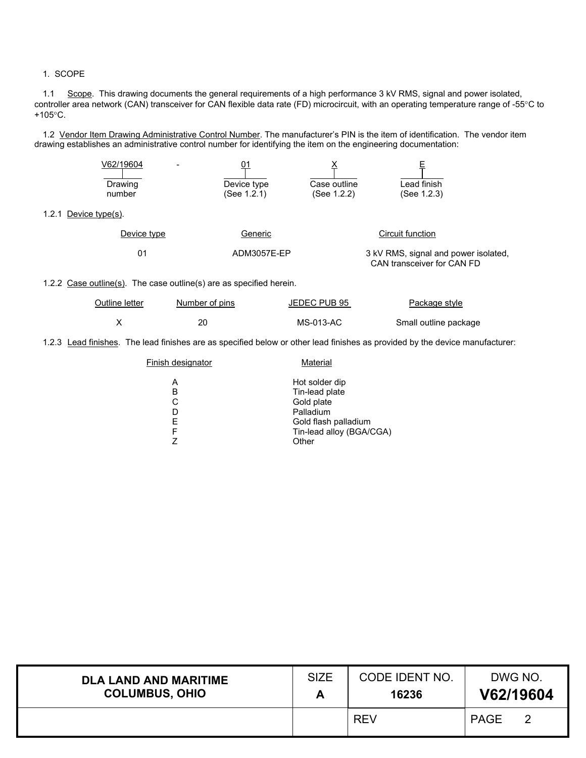## 1. SCOPE

1.1 Scope. This drawing documents the general requirements of a high performance 3 kV RMS, signal and power isolated, controller area network (CAN) transceiver for CAN flexible data rate (FD) microcircuit, with an operating temperature range of -55°C to +105°C.

1.2 Vendor Item Drawing Administrative Control Number. The manufacturer's PIN is the item of identification. The vendor item drawing establishes an administrative control number for identifying the item on the engineering documentation:

| V62/19604 | - | 01 | X | E |
|---|---|---|---|---|
| Drawing number | | Device type (See 1.2.1) | Case outline (See 1.2.2) | Lead finish (See 1.2.3) |

1.2.1 Device type(s).

| Device type | Generic | Circuit function |
|---|---|---|
| 01 | ADM3057E-EP | 3 kV RMS, signal and power isolated, CAN transceiver for CAN FD |

1.2.2 Case outline(s). The case outline(s) are as specified herein.

| Outline letter | Number of pins | JEDEC PUB 95 | Package style |
|---|---|---|---|
| X | 20 | MS-013-AC | Small outline package |

1.2.3 Lead finishes. The lead finishes are as specified below or other lead finishes as provided by the device manufacturer:

| Finish designator | Material |
|---|---|
| A | Hot solder dip |
| B | Tin-lead plate |
| C | Gold plate |
| D | Palladium |
| E | Gold flash palladium |
| F | Tin-lead alloy (BGA/CGA) |
| Z | Other |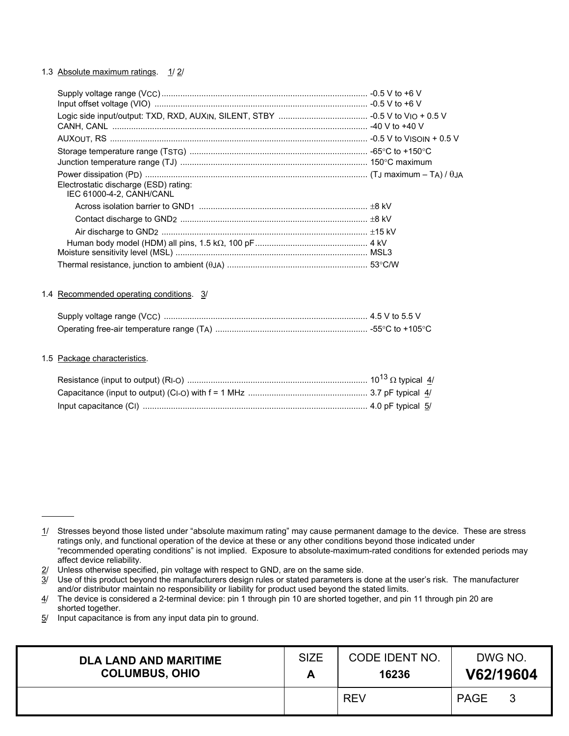1.3 Absolute maximum ratings. 1/ 2/

Supply voltage range ($V_{CC}$) ........................................................................................ -0.5 V to +6 V
Input offset voltage (VIO) ........................................................................................... -0.5 V to +6 V
Logic side input/output: TXD, RXD, $AUX_{IN}$, SILENT, STBY ...................................... -0.5 V to $V_{IO}$ + 0.5 V
CANH, CANL ............................................................................................................. -40 V to +40 V
$AUX_{OUT}$, RS ............................................................................................................. -0.5 V to $V_{ISOIN}$ + 0.5 V
Storage temperature range ($T_{STG}$) ........................................................................... -65°C to +150°C
Junction temperature range (TJ) ................................................................................. 150°C maximum
Power dissipation ($P_D$) ............................................................................................... ($T_J$ maximum – $T_A$) / $\theta_{JA}$
Electrostatic discharge (ESD) rating:
IEC 61000-4-2, CANH/CANL
Across isolation barrier to $GND_1$ ......................................................................... ±8 kV
Contact discharge to $GND_2$ ............................................................................... ±8 kV
Air discharge to $GND_2$ ....................................................................................... ±15 kV
Human body model (HDM) all pins, 1.5 kΩ, 100 pF ................................................ 4 kV
Moisture sensitivity level (MSL) .................................................................................. MSL3
Thermal resistance, junction to ambient ($\theta_{JA}$) ............................................................ 53°C/W

1.4 Recommended operating conditions. 3/

Supply voltage range ($V_{CC}$) ....................................................................................... 4.5 V to 5.5 V
Operating free-air temperature range ($T_A$) ................................................................ -55°C to +105°C

1.5 Package characteristics.

Resistance (input to output) ($R_{I-O}$) ............................................................................ $10^{13}$ Ω typical 4/
Capacitance (input to output) ($C_{I-O}$) with f = 1 MHz .................................................. 3.7 pF typical 4/
Input capacitance ($C_I$) ............................................................................................... 4.0 pF typical 5/

---

1/ Stresses beyond those listed under "absolute maximum rating" may cause permanent damage to the device. These are stress ratings only, and functional operation of the device at these or any other conditions beyond those indicated under "recommended operating conditions" is not implied. Exposure to absolute-maximum-rated conditions for extended periods may affect device reliability.

2/ Unless otherwise specified, pin voltage with respect to GND, are on the same side.

3/ Use of this product beyond the manufacturers design rules or stated parameters is done at the user's risk. The manufacturer and/or distributor maintain no responsibility or liability for product used beyond the stated limits.

4/ The device is considered a 2-terminal device: pin 1 through pin 10 are shorted together, and pin 11 through pin 20 are shorted together.

5/ Input capacitance is from any input data pin to ground.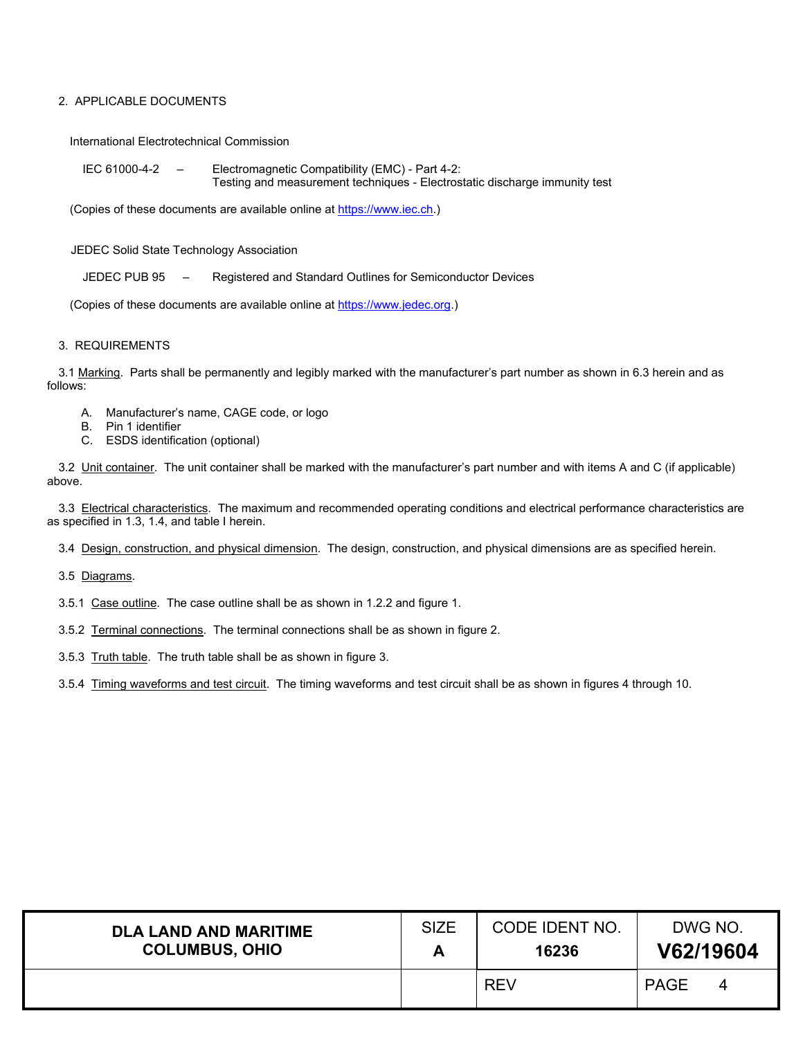## 2. APPLICABLE DOCUMENTS

International Electrotechnical Commission

IEC 61000-4-2 – Electromagnetic Compatibility (EMC) - Part 4-2: Testing and measurement techniques - Electrostatic discharge immunity test

(Copies of these documents are available online at https://www.iec.ch.)

JEDEC Solid State Technology Association

JEDEC PUB 95 – Registered and Standard Outlines for Semiconductor Devices

(Copies of these documents are available online at https://www.jedec.org.)

## 3. REQUIREMENTS

3.1 Marking. Parts shall be permanently and legibly marked with the manufacturer's part number as shown in 6.3 herein and as follows:

A. Manufacturer's name, CAGE code, or logo
B. Pin 1 identifier
C. ESDS identification (optional)

3.2 Unit container. The unit container shall be marked with the manufacturer's part number and with items A and C (if applicable) above.

3.3 Electrical characteristics. The maximum and recommended operating conditions and electrical performance characteristics are as specified in 1.3, 1.4, and table I herein.

3.4 Design, construction, and physical dimension. The design, construction, and physical dimensions are as specified herein.

3.5 Diagrams.

3.5.1 Case outline. The case outline shall be as shown in 1.2.2 and figure 1.

3.5.2 Terminal connections. The terminal connections shall be as shown in figure 2.

3.5.3 Truth table. The truth table shall be as shown in figure 3.

3.5.4 Timing waveforms and test circuit. The timing waveforms and test circuit shall be as shown in figures 4 through 10.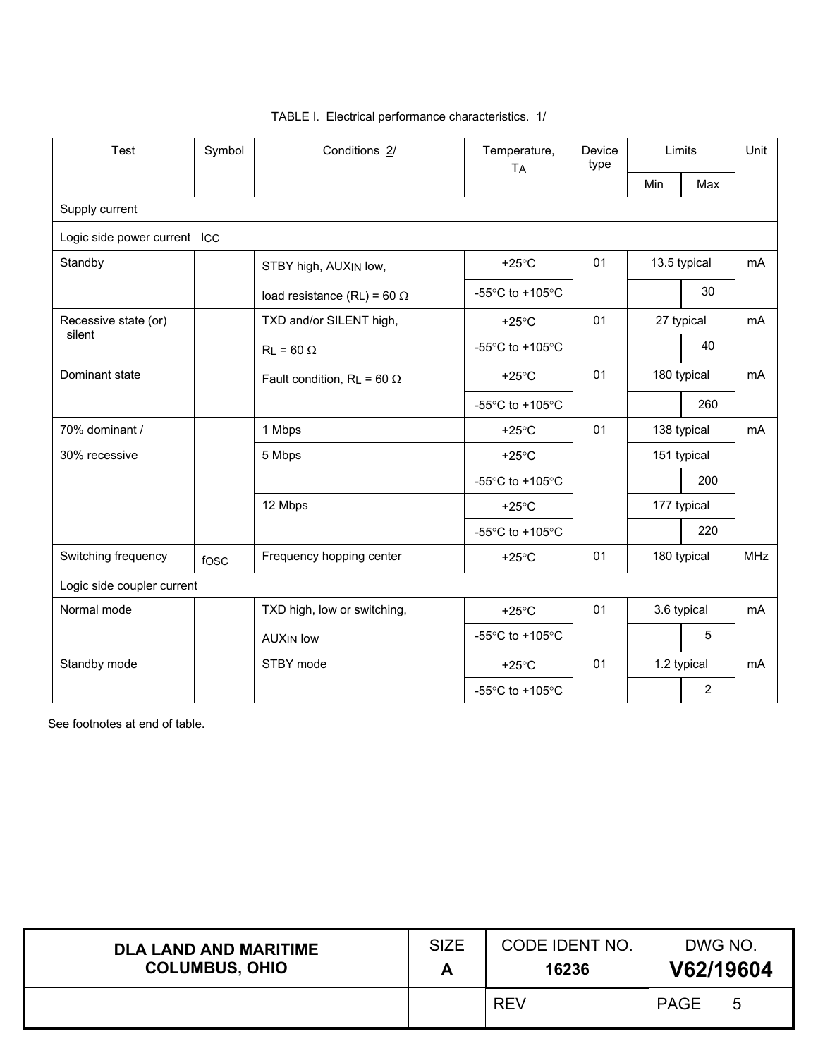TABLE I. Electrical performance characteristics. 1/

| Test | Symbol | Conditions 2/ | Temperature, $T_A$ | Device type | Limits Min | Limits Max | Unit |
|---|---|---|---|---|---|---|---|
| Supply current | | | | | | | |
| Logic side power current $I_{CC}$ | | | | | | | |
| Standby | | STBY high, $AUX_{IN}$ low, | +25°C | 01 | 13.5 typical | | mA |
| | | load resistance ($R_L$) = 60 Ω | -55°C to +105°C | | | 30 | |
| Recessive state (or) silent | | TXD and/or SILENT high, | +25°C | 01 | 27 typical | | mA |
| | | $R_L$ = 60 Ω | -55°C to +105°C | | | 40 | |
| Dominant state | | Fault condition, $R_L$ = 60 Ω | +25°C | 01 | 180 typical | | mA |
| | | | -55°C to +105°C | | | 260 | |
| 70% dominant / 30% recessive | | 1 Mbps | +25°C | 01 | 138 typical | | mA |
| | | 5 Mbps | +25°C | | 151 typical | | |
| | | | -55°C to +105°C | | | 200 | |
| | | 12 Mbps | +25°C | | 177 typical | | |
| | | | -55°C to +105°C | | | 220 | |
| Switching frequency | $f_{OSC}$ | Frequency hopping center | +25°C | 01 | 180 typical | | MHz |
| Logic side coupler current | | | | | | | |
| Normal mode | | TXD high, low or switching, | +25°C | 01 | 3.6 typical | | mA |
| | | $AUX_{IN}$ low | -55°C to +105°C | | | 5 | |
| Standby mode | | STBY mode | +25°C | 01 | 1.2 typical | | mA |
| | | | -55°C to +105°C | | | 2 | |

See footnotes at end of table.

| DLA LAND AND MARITIME COLUMBUS, OHIO | SIZE A | CODE IDENT NO. 16236 | DWG NO. V62/19604 |
|---|---|---|---|
| | | REV | PAGE 5 |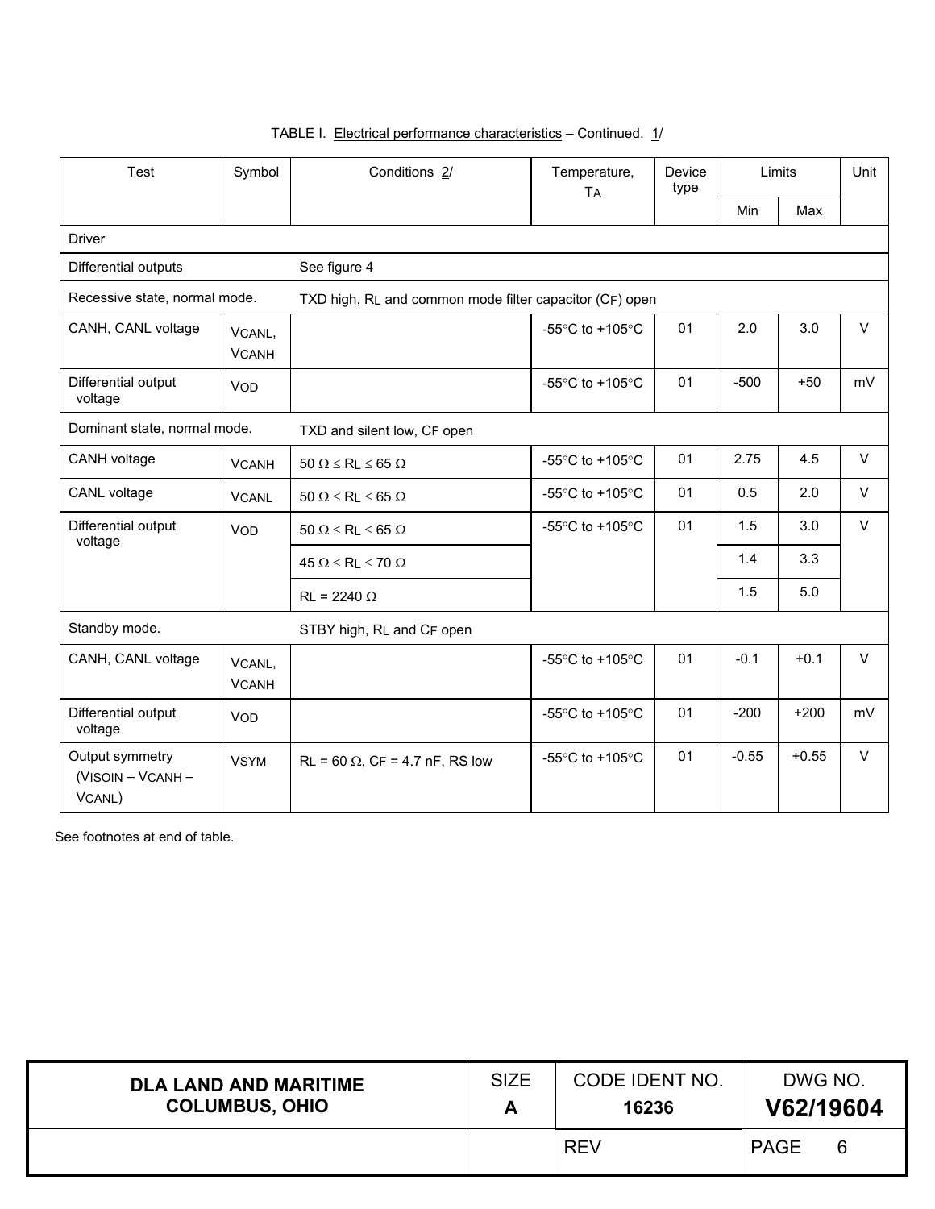TABLE I. Electrical performance characteristics – Continued. 1/

| Test | Symbol | Conditions 2/ | Temperature, $T_A$ | Device type | Limits | | Unit |
|---|---|---|---|---|---|---|---|
| | | | | | Min | Max | |
| Driver | | | | | | | |
| Differential outputs | | See figure 4 | | | | | |
| Recessive state, normal mode. | | TXD high, $R_L$ and common mode filter capacitor ($C_F$) open | | | | | |
| CANH, CANL voltage | $V_{CANL}$, $V_{CANH}$ | | -55°C to +105°C | 01 | 2.0 | 3.0 | V |
| Differential output voltage | $V_{OD}$ | | -55°C to +105°C | 01 | -500 | +50 | mV |
| Dominant state, normal mode. | | TXD and silent low, $C_F$ open | | | | | |
| CANH voltage | $V_{CANH}$ | 50 Ω ≤ $R_L$ ≤ 65 Ω | -55°C to +105°C | 01 | 2.75 | 4.5 | V |
| CANL voltage | $V_{CANL}$ | 50 Ω ≤ $R_L$ ≤ 65 Ω | -55°C to +105°C | 01 | 0.5 | 2.0 | V |
| Differential output voltage | $V_{OD}$ | 50 Ω ≤ $R_L$ ≤ 65 Ω | -55°C to +105°C | 01 | 1.5 | 3.0 | V |
| | | 45 Ω ≤ $R_L$ ≤ 70 Ω | | | 1.4 | 3.3 | |
| | | $R_L$ = 2240 Ω | | | 1.5 | 5.0 | |
| Standby mode. | | STBY high, $R_L$ and $C_F$ open | | | | | |
| CANH, CANL voltage | $V_{CANL}$, $V_{CANH}$ | | -55°C to +105°C | 01 | -0.1 | +0.1 | V |
| Differential output voltage | $V_{OD}$ | | -55°C to +105°C | 01 | -200 | +200 | mV |
| Output symmetry ($V_{ISOIN}$ – $V_{CANH}$ – $V_{CANL}$) | $V_{SYM}$ | $R_L$ = 60 Ω, $C_F$ = 4.7 nF, RS low | -55°C to +105°C | 01 | -0.55 | +0.55 | V |

See footnotes at end of table.

| DLA LAND AND MARITIME COLUMBUS, OHIO | SIZE A | CODE IDENT NO. 16236 | DWG NO. V62/19604 |
|---|---|---|---|
| | | REV | PAGE 6 |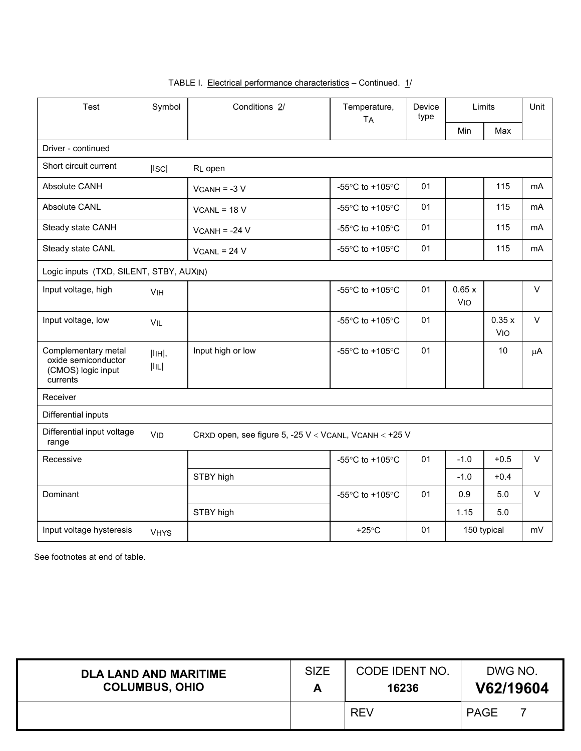TABLE I. Electrical performance characteristics – Continued. 1/

| Test | Symbol | Conditions 2/ | Temperature, $T_A$ | Device type | Limits | | Unit |
|---|---|---|---|---|---|---|---|
| | | | | | Min | Max | |
| Driver - continued | | | | | | | |
| Short circuit current | $\|I_{SC}\|$ | $R_L$ open | | | | | |
| Absolute CANH | | $V_{CANH}$ = -3 V | -55°C to +105°C | 01 | | 115 | mA |
| Absolute CANL | | $V_{CANL}$ = 18 V | -55°C to +105°C | 01 | | 115 | mA |
| Steady state CANH | | $V_{CANH}$ = -24 V | -55°C to +105°C | 01 | | 115 | mA |
| Steady state CANL | | $V_{CANL}$ = 24 V | -55°C to +105°C | 01 | | 115 | mA |
| Logic inputs (TXD, SILENT, STBY, $AUX_{IN}$) | | | | | | | |
| Input voltage, high | $V_{IH}$ | | -55°C to +105°C | 01 | 0.65 x $V_{IO}$ | | V |
| Input voltage, low | $V_{IL}$ | | -55°C to +105°C | 01 | | 0.35 x $V_{IO}$ | V |
| Complementary metal oxide semiconductor (CMOS) logic input currents | $\|I_{IH}\|$, $\|I_{IL}\|$ | Input high or low | -55°C to +105°C | 01 | | 10 | μA |
| Receiver | | | | | | | |
| Differential inputs | | | | | | | |
| Differential input voltage range | $V_{ID}$ | $C_{RXD}$ open, see figure 5, -25 V < $V_{CANL}$, $V_{CANH}$ < +25 V | | | | | |
| Recessive | | | -55°C to +105°C | 01 | -1.0 | +0.5 | V |
| | | STBY high | | | -1.0 | +0.4 | |
| Dominant | | | -55°C to +105°C | 01 | 0.9 | 5.0 | V |
| | | STBY high | | | 1.15 | 5.0 | |
| Input voltage hysteresis | $V_{HYS}$ | | +25°C | 01 | 150 typical | | mV |

See footnotes at end of table.

| DLA LAND AND MARITIME COLUMBUS, OHIO | SIZE A | CODE IDENT NO. 16236 | DWG NO. V62/19604 |
|---|---|---|---|
| | | REV | PAGE 7 |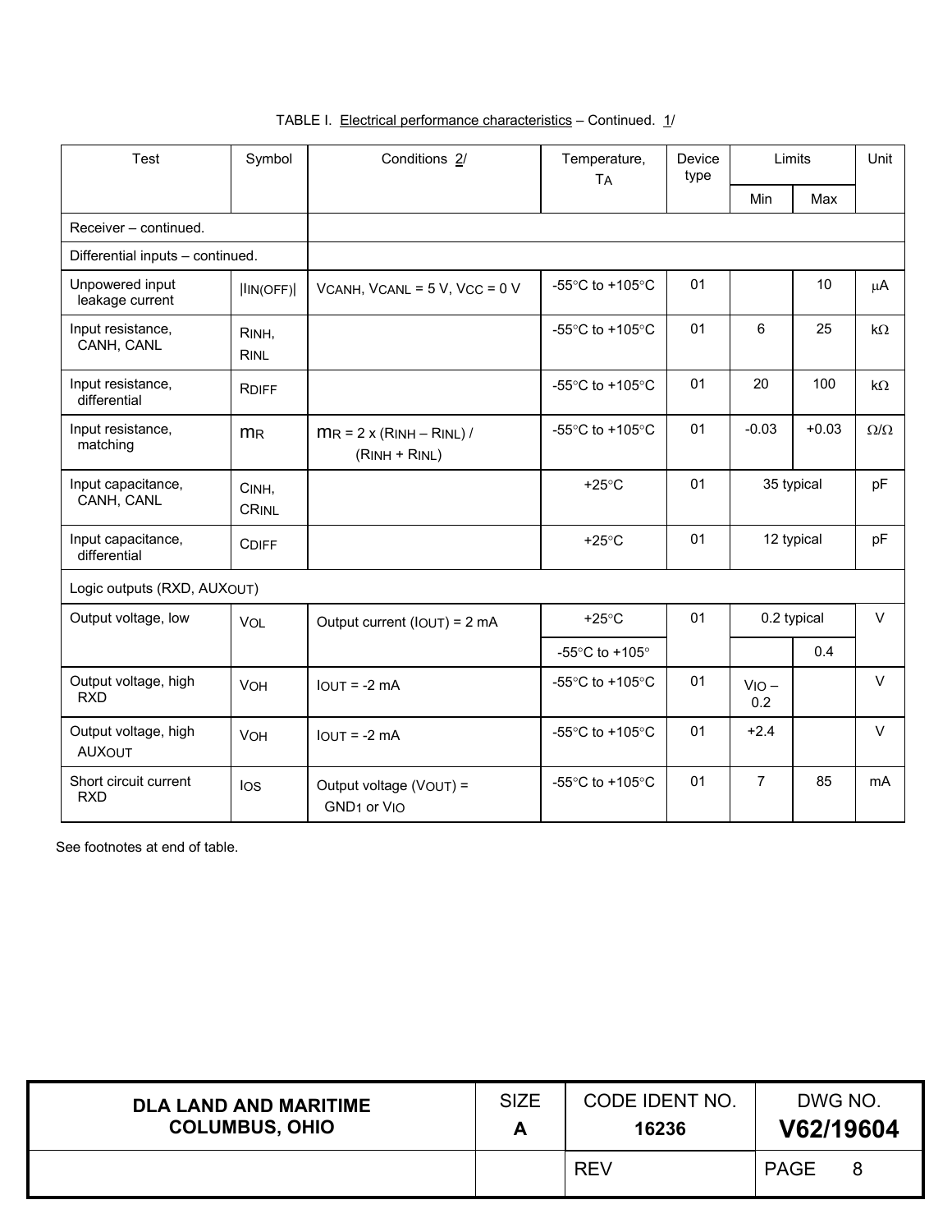TABLE I. Electrical performance characteristics – Continued. 1/

| Test | Symbol | Conditions 2/ | Temperature, $T_A$ | Device type | Limits | | Unit |
|---|---|---|---|---|---|---|---|
| | | | | | Min | Max | |
| Receiver – continued. | | | | | | | |
| Differential inputs – continued. | | | | | | | |
| Unpowered input leakage current | $\lvert I_{IN(OFF)} \rvert$ | $V_{CANH}$, $V_{CANL}$ = 5 V, $V_{CC}$ = 0 V | -55°C to +105°C | 01 | | 10 | µA |
| Input resistance, CANH, CANL | $R_{INH}$, $R_{INL}$ | | -55°C to +105°C | 01 | 6 | 25 | kΩ |
| Input resistance, differential | $R_{DIFF}$ | | -55°C to +105°C | 01 | 20 | 100 | kΩ |
| Input resistance, matching | $m_R$ | $m_R = 2 \times (R_{INH} - R_{INL}) / (R_{INH} + R_{INL})$ | -55°C to +105°C | 01 | -0.03 | +0.03 | Ω/Ω |
| Input capacitance, CANH, CANL | $C_{INH}$, $CR_{INL}$ | | +25°C | 01 | 35 typical | | pF |
| Input capacitance, differential | $C_{DIFF}$ | | +25°C | 01 | 12 typical | | pF |
| Logic outputs (RXD, $AUX_{OUT}$) | | | | | | | |
| Output voltage, low | $V_{OL}$ | Output current ($I_{OUT}$) = 2 mA | +25°C | 01 | 0.2 typical | | V |
| | | | -55°C to +105° | | | 0.4 | |
| Output voltage, high RXD | $V_{OH}$ | $I_{OUT}$ = -2 mA | -55°C to +105°C | 01 | $V_{IO}$ – 0.2 | | V |
| Output voltage, high $AUX_{OUT}$ | $V_{OH}$ | $I_{OUT}$ = -2 mA | -55°C to +105°C | 01 | +2.4 | | V |
| Short circuit current RXD | $I_{OS}$ | Output voltage ($V_{OUT}$) = $GND_1$ or $V_{IO}$ | -55°C to +105°C | 01 | 7 | 85 | mA |

See footnotes at end of table.

| DLA LAND AND MARITIME COLUMBUS, OHIO | SIZE A | CODE IDENT NO. 16236 | DWG NO. V62/19604 |
|---|---|---|---|
| | | REV | PAGE 8 |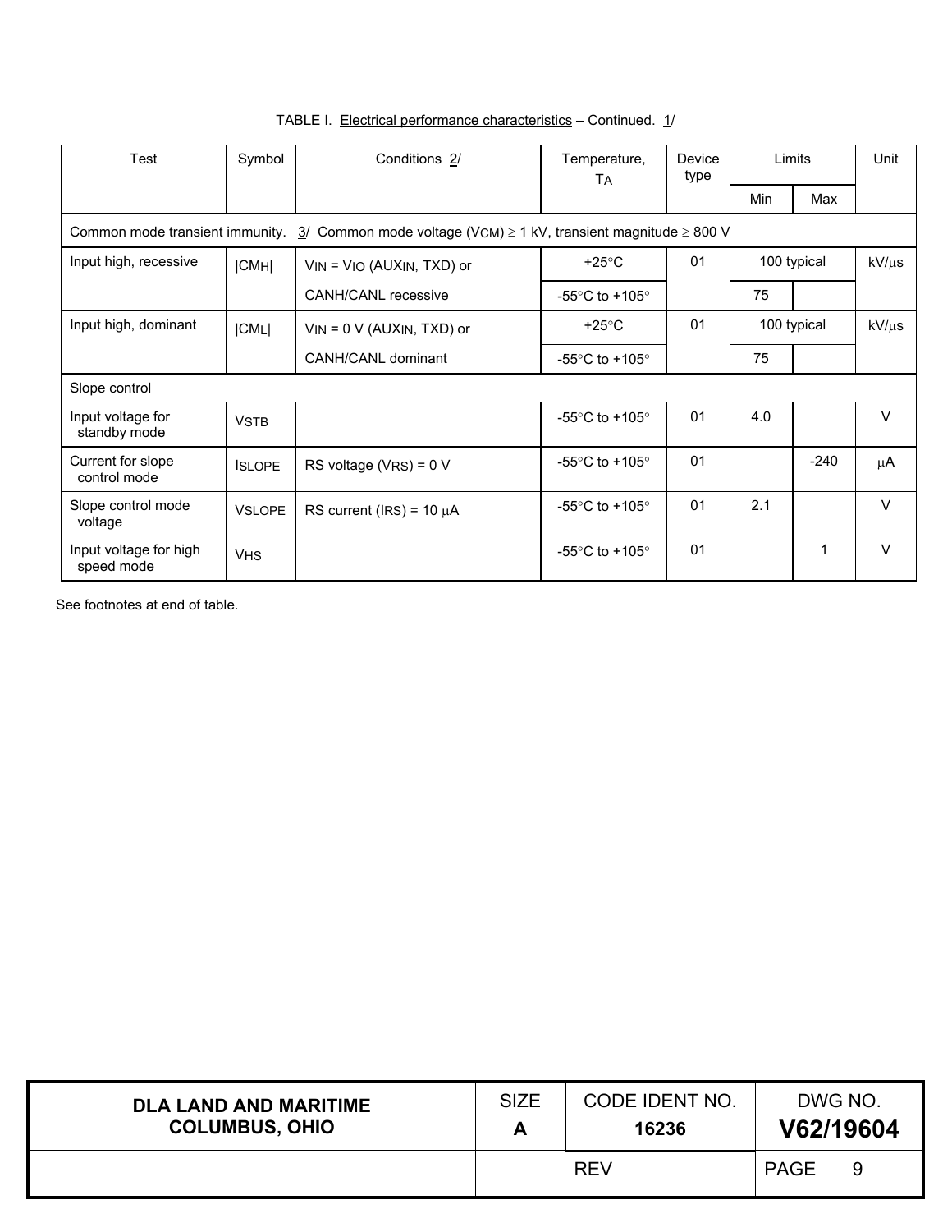TABLE I. Electrical performance characteristics – Continued. 1/

| Test | Symbol | Conditions 2/ | Temperature, $T_A$ | Device type | Limits | | Unit |
|---|---|---|---|---|---|---|---|
| | | | | | Min | Max | |
| Common mode transient immunity. 3/ Common mode voltage ($V_{CM}$) ≥ 1 kV, transient magnitude ≥ 800 V | | | | | | | |
| Input high, recessive | $\lvert CM_H \rvert$ | $V_{IN}$ = $V_{IO}$ ($AUX_{IN}$, TXD) or | +25°C | 01 | 100 typical | | kV/μs |
| | | CANH/CANL recessive | -55°C to +105° | | 75 | | |
| Input high, dominant | $\lvert CM_L \rvert$ | $V_{IN}$ = 0 V ($AUX_{IN}$, TXD) or | +25°C | 01 | 100 typical | | kV/μs |
| | | CANH/CANL dominant | -55°C to +105° | | 75 | | |
| Slope control | | | | | | | |
| Input voltage for standby mode | $V_{STB}$ | | -55°C to +105° | 01 | 4.0 | | V |
| Current for slope control mode | $I_{SLOPE}$ | RS voltage ($V_{RS}$) = 0 V | -55°C to +105° | 01 | | -240 | μA |
| Slope control mode voltage | $V_{SLOPE}$ | RS current ($I_{RS}$) = 10 μA | -55°C to +105° | 01 | 2.1 | | V |
| Input voltage for high speed mode | $V_{HS}$ | | -55°C to +105° | 01 | | 1 | V |

See footnotes at end of table.

| DLA LAND AND MARITIME COLUMBUS, OHIO | SIZE **A** | CODE IDENT NO. **16236** | DWG NO. **V62/19604** |
|---|---|---|---|
| | | REV | PAGE 9 |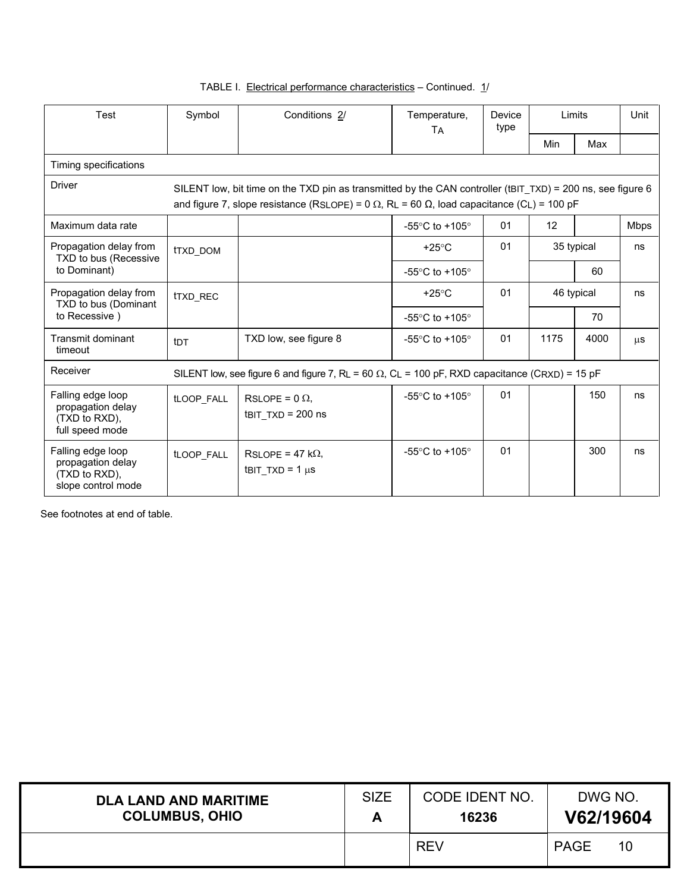TABLE I. Electrical performance characteristics – Continued. 1/

| Test | Symbol | Conditions 2/ | Temperature, $T_A$ | Device type | Limits | | Unit |
|---|---|---|---|---|---|---|---|
| | | | | | Min | Max | |
| Timing specifications | | | | | | | |
| Driver | SILENT low, bit time on the TXD pin as transmitted by the CAN controller ($t_{BIT\_TXD}$) = 200 ns, see figure 6 and figure 7, slope resistance ($R_{SLOPE}$) = 0 Ω, $R_L$ = 60 Ω, load capacitance ($C_L$) = 100 pF | | | | | | |
| Maximum data rate | | | -55°C to +105° | 01 | 12 | | Mbps |
| Propagation delay from TXD to bus (Recessive to Dominant) | $t_{TXD\_DOM}$ | | +25°C | 01 | 35 typical | | ns |
| | | | -55°C to +105° | | | 60 | |
| Propagation delay from TXD to bus (Dominant to Recessive ) | $t_{TXD\_REC}$ | | +25°C | 01 | 46 typical | | ns |
| | | | -55°C to +105° | | | 70 | |
| Transmit dominant timeout | $t_{DT}$ | TXD low, see figure 8 | -55°C to +105° | 01 | 1175 | 4000 | µs |
| Receiver | SILENT low, see figure 6 and figure 7, $R_L$ = 60 Ω, $C_L$ = 100 pF, RXD capacitance ($C_{RXD}$) = 15 pF | | | | | | |
| Falling edge loop propagation delay (TXD to RXD), full speed mode | $t_{LOOP\_FALL}$ | $R_{SLOPE}$ = 0 Ω, $t_{BIT\_TXD}$ = 200 ns | -55°C to +105° | 01 | | 150 | ns |
| Falling edge loop propagation delay (TXD to RXD), slope control mode | $t_{LOOP\_FALL}$ | $R_{SLOPE}$ = 47 kΩ, $t_{BIT\_TXD}$ = 1 µs | -55°C to +105° | 01 | | 300 | ns |

See footnotes at end of table.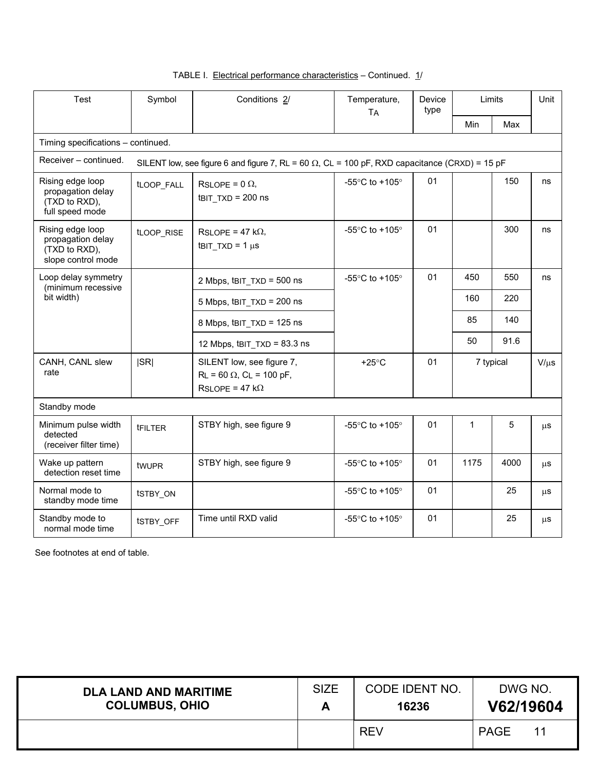TABLE I. Electrical performance characteristics – Continued. 1/

| Test | Symbol | Conditions 2/ | Temperature, $T_A$ | Device type | Limits | | Unit |
|---|---|---|---|---|---|---|---|
| | | | | | Min | Max | |
| Timing specifications – continued. | | | | | | | |
| Receiver – continued. | SILENT low, see figure 6 and figure 7, $R_L$ = 60 Ω, $C_L$ = 100 pF, RXD capacitance ($C_{RXD}$) = 15 pF | | | | | | |
| Rising edge loop propagation delay (TXD to RXD), full speed mode | $t_{LOOP\_FALL}$ | $R_{SLOPE}$ = 0 Ω, $t_{BIT\_TXD}$ = 200 ns | -55°C to +105° | 01 | | 150 | ns |
| Rising edge loop propagation delay (TXD to RXD), slope control mode | $t_{LOOP\_RISE}$ | $R_{SLOPE}$ = 47 kΩ, $t_{BIT\_TXD}$ = 1 μs | -55°C to +105° | 01 | | 300 | ns |
| Loop delay symmetry (minimum recessive bit width) | | 2 Mbps, $t_{BIT\_TXD}$ = 500 ns | -55°C to +105° | 01 | 450 | 550 | ns |
| | | 5 Mbps, $t_{BIT\_TXD}$ = 200 ns | | | 160 | 220 | |
| | | 8 Mbps, $t_{BIT\_TXD}$ = 125 ns | | | 85 | 140 | |
| | | 12 Mbps, $t_{BIT\_TXD}$ = 83.3 ns | | | 50 | 91.6 | |
| CANH, CANL slew rate | \|SR\| | SILENT low, see figure 7, $R_L$ = 60 Ω, $C_L$ = 100 pF, $R_{SLOPE}$ = 47 kΩ | +25°C | 01 | 7 typical | | V/μs |
| Standby mode | | | | | | | |
| Minimum pulse width detected (receiver filter time) | $t_{FILTER}$ | STBY high, see figure 9 | -55°C to +105° | 01 | 1 | 5 | μs |
| Wake up pattern detection reset time | $t_{WUPR}$ | STBY high, see figure 9 | -55°C to +105° | 01 | 1175 | 4000 | μs |
| Normal mode to standby mode time | $t_{STBY\_ON}$ | | -55°C to +105° | 01 | | 25 | μs |
| Standby mode to normal mode time | $t_{STBY\_OFF}$ | Time until RXD valid | -55°C to +105° | 01 | | 25 | μs |

See footnotes at end of table.

| DLA LAND AND MARITIME COLUMBUS, OHIO | SIZE A | CODE IDENT NO. 16236 | DWG NO. V62/19604 |
|---|---|---|---|
| | | REV | PAGE 11 |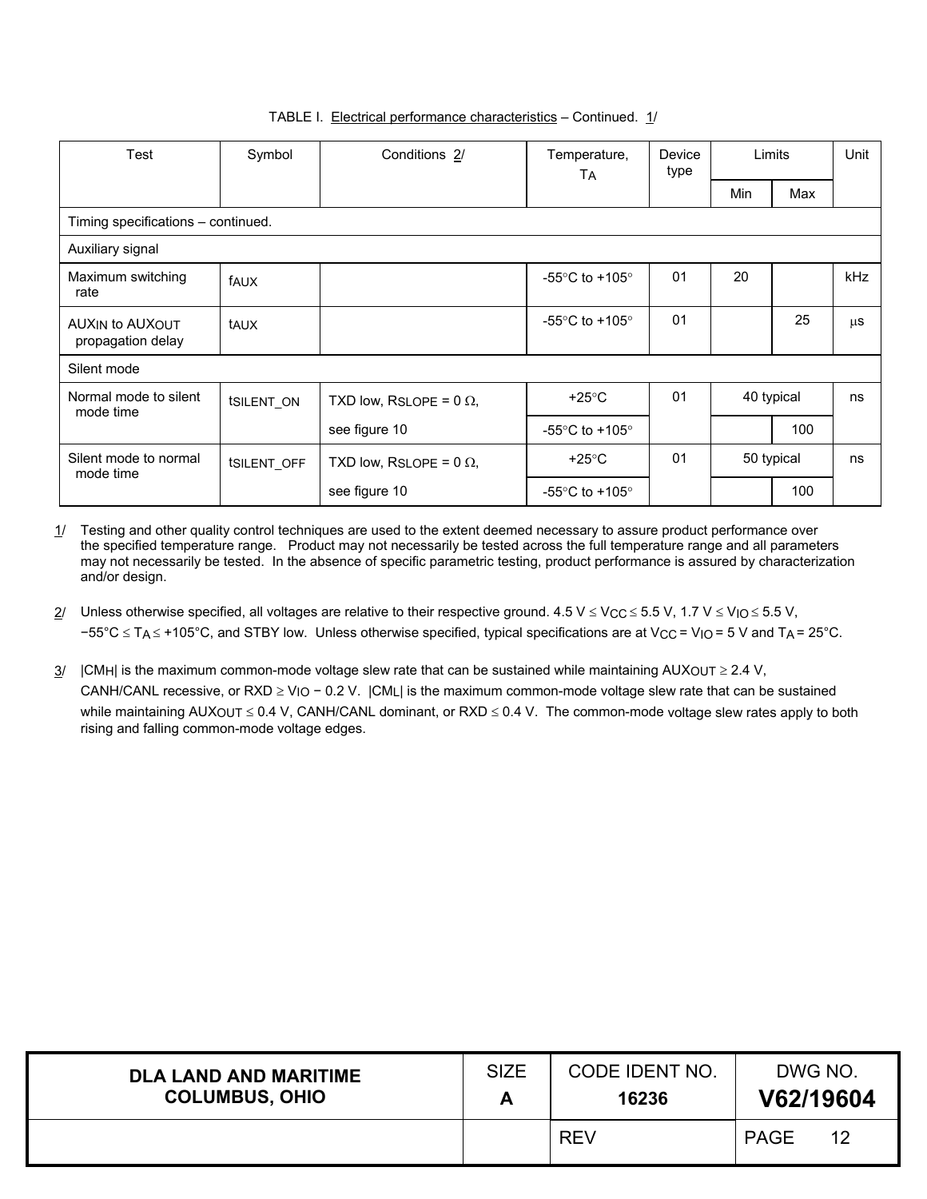TABLE I. Electrical performance characteristics – Continued. 1/

| Test | Symbol | Conditions 2/ | Temperature, $T_A$ | Device type | Limits Min | Limits Max | Unit |
|---|---|---|---|---|---|---|---|
| Timing specifications – continued. | | | | | | | |
| Auxiliary signal | | | | | | | |
| Maximum switching rate | $f_{AUX}$ | | -55°C to +105° | 01 | 20 | | kHz |
| $AUX_{IN}$ to $AUX_{OUT}$ propagation delay | $t_{AUX}$ | | -55°C to +105° | 01 | | 25 | µs |
| Silent mode | | | | | | | |
| Normal mode to silent mode time | $t_{SILENT\_ON}$ | TXD low, $R_{SLOPE}$ = 0 Ω, | +25°C | 01 | 40 typical | | ns |
| | | see figure 10 | -55°C to +105° | | | 100 | |
| Silent mode to normal mode time | $t_{SILENT\_OFF}$ | TXD low, $R_{SLOPE}$ = 0 Ω, | +25°C | 01 | 50 typical | | ns |
| | | see figure 10 | -55°C to +105° | | | 100 | |

1/ Testing and other quality control techniques are used to the extent deemed necessary to assure product performance over the specified temperature range. Product may not necessarily be tested across the full temperature range and all parameters may not necessarily be tested. In the absence of specific parametric testing, product performance is assured by characterization and/or design.

2/ Unless otherwise specified, all voltages are relative to their respective ground. 4.5 V ≤ $V_{CC}$ ≤ 5.5 V, 1.7 V ≤ $V_{IO}$ ≤ 5.5 V, −55°C ≤ $T_A$ ≤ +105°C, and STBY low. Unless otherwise specified, typical specifications are at $V_{CC}$ = $V_{IO}$ = 5 V and $T_A$ = 25°C.

3/ $|CM_H|$ is the maximum common-mode voltage slew rate that can be sustained while maintaining $AUX_{OUT}$ ≥ 2.4 V, CANH/CANL recessive, or RXD ≥ $V_{IO}$ − 0.2 V. $|CM_L|$ is the maximum common-mode voltage slew rate that can be sustained while maintaining $AUX_{OUT}$ ≤ 0.4 V, CANH/CANL dominant, or RXD ≤ 0.4 V. The common-mode voltage slew rates apply to both rising and falling common-mode voltage edges.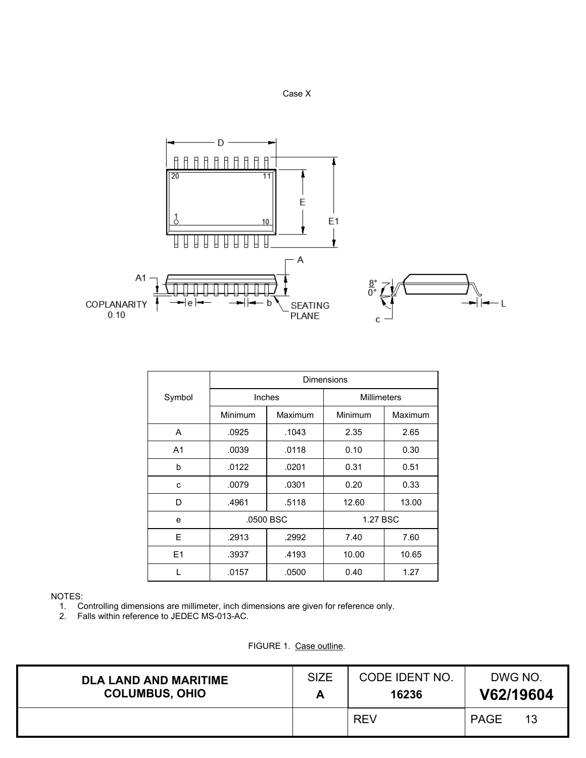Case X

| Symbol | Dimensions | | | |
|---|---|---|---|---|
| | Inches | | Millimeters | |
| | Minimum | Maximum | Minimum | Maximum |
| A | .0925 | .1043 | 2.35 | 2.65 |
| A1 | .0039 | .0118 | 0.10 | 0.30 |
| b | .0122 | .0201 | 0.31 | 0.51 |
| c | .0079 | .0301 | 0.20 | 0.33 |
| D | .4961 | .5118 | 12.60 | 13.00 |
| e | .0500 BSC | | 1.27 BSC | |
| E | .2913 | .2992 | 7.40 | 7.60 |
| E1 | .3937 | .4193 | 10.00 | 10.65 |
| L | .0157 | .0500 | 0.40 | 1.27 |

NOTES:
1. Controlling dimensions are millimeter, inch dimensions are given for reference only.
2. Falls within reference to JEDEC MS-013-AC.

FIGURE 1. Case outline.

| DLA LAND AND MARITIME COLUMBUS, OHIO | SIZE A | CODE IDENT NO. 16236 | DWG NO. V62/19604 |
|---|---|---|---|
| | | REV | PAGE 13 |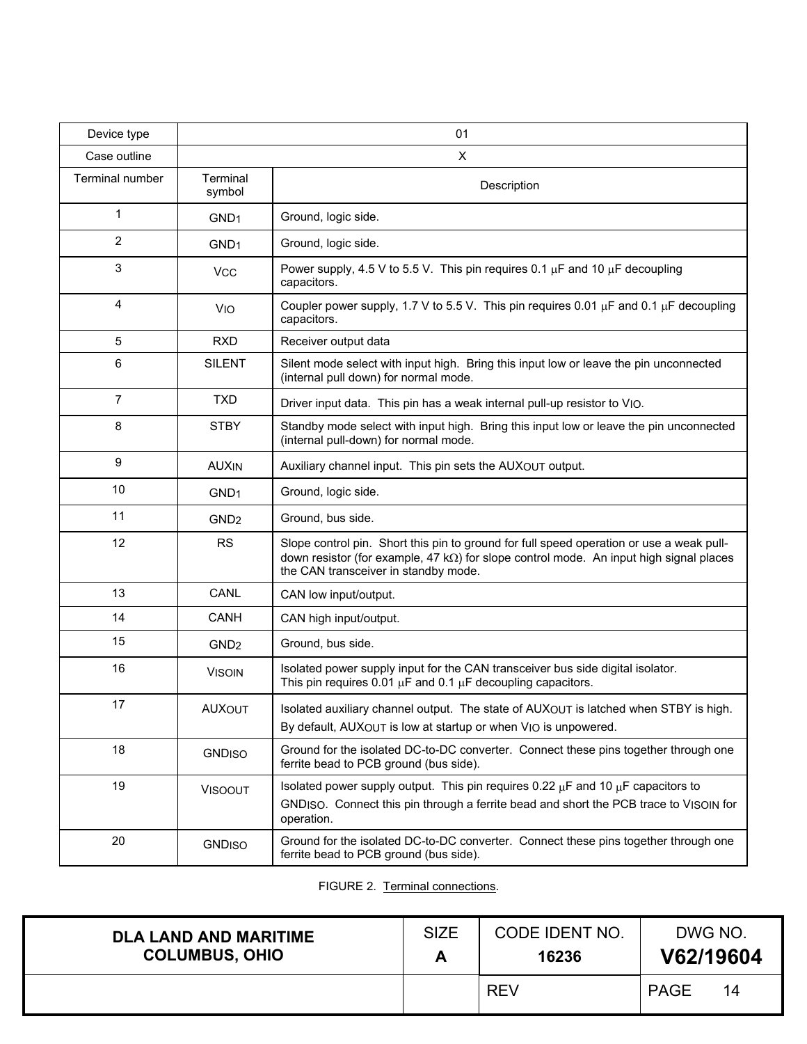| Device type | 01 | |
|---|---|---|
| Case outline | X | |
| Terminal number | Terminal symbol | Description |
| 1 | $GND_1$ | Ground, logic side. |
| 2 | $GND_1$ | Ground, logic side. |
| 3 | $V_{CC}$ | Power supply, 4.5 V to 5.5 V. This pin requires 0.1 μF and 10 μF decoupling capacitors. |
| 4 | $V_{IO}$ | Coupler power supply, 1.7 V to 5.5 V. This pin requires 0.01 μF and 0.1 μF decoupling capacitors. |
| 5 | RXD | Receiver output data |
| 6 | SILENT | Silent mode select with input high. Bring this input low or leave the pin unconnected (internal pull down) for normal mode. |
| 7 | TXD | Driver input data. This pin has a weak internal pull-up resistor to $V_{IO}$. |
| 8 | STBY | Standby mode select with input high. Bring this input low or leave the pin unconnected (internal pull-down) for normal mode. |
| 9 | $AUX_{IN}$ | Auxiliary channel input. This pin sets the $AUX_{OUT}$ output. |
| 10 | $GND_1$ | Ground, logic side. |
| 11 | $GND_2$ | Ground, bus side. |
| 12 | RS | Slope control pin. Short this pin to ground for full speed operation or use a weak pull-down resistor (for example, 47 kΩ) for slope control mode. An input high signal places the CAN transceiver in standby mode. |
| 13 | CANL | CAN low input/output. |
| 14 | CANH | CAN high input/output. |
| 15 | $GND_2$ | Ground, bus side. |
| 16 | $V_{ISOIN}$ | Isolated power supply input for the CAN transceiver bus side digital isolator. This pin requires 0.01 μF and 0.1 μF decoupling capacitors. |
| 17 | $AUX_{OUT}$ | Isolated auxiliary channel output. The state of $AUX_{OUT}$ is latched when STBY is high. By default, $AUX_{OUT}$ is low at startup or when $V_{IO}$ is unpowered. |
| 18 | $GND_{ISO}$ | Ground for the isolated DC-to-DC converter. Connect these pins together through one ferrite bead to PCB ground (bus side). |
| 19 | $V_{ISOOUT}$ | Isolated power supply output. This pin requires 0.22 μF and 10 μF capacitors to $GND_{ISO}$. Connect this pin through a ferrite bead and short the PCB trace to $V_{ISOIN}$ for operation. |
| 20 | $GND_{ISO}$ | Ground for the isolated DC-to-DC converter. Connect these pins together through one ferrite bead to PCB ground (bus side). |

FIGURE 2. Terminal connections.

| DLA LAND AND MARITIME COLUMBUS, OHIO | SIZE A | CODE IDENT NO. 16236 | DWG NO. **V62/19604** |
|---|---|---|---|
| | | REV | PAGE 14 |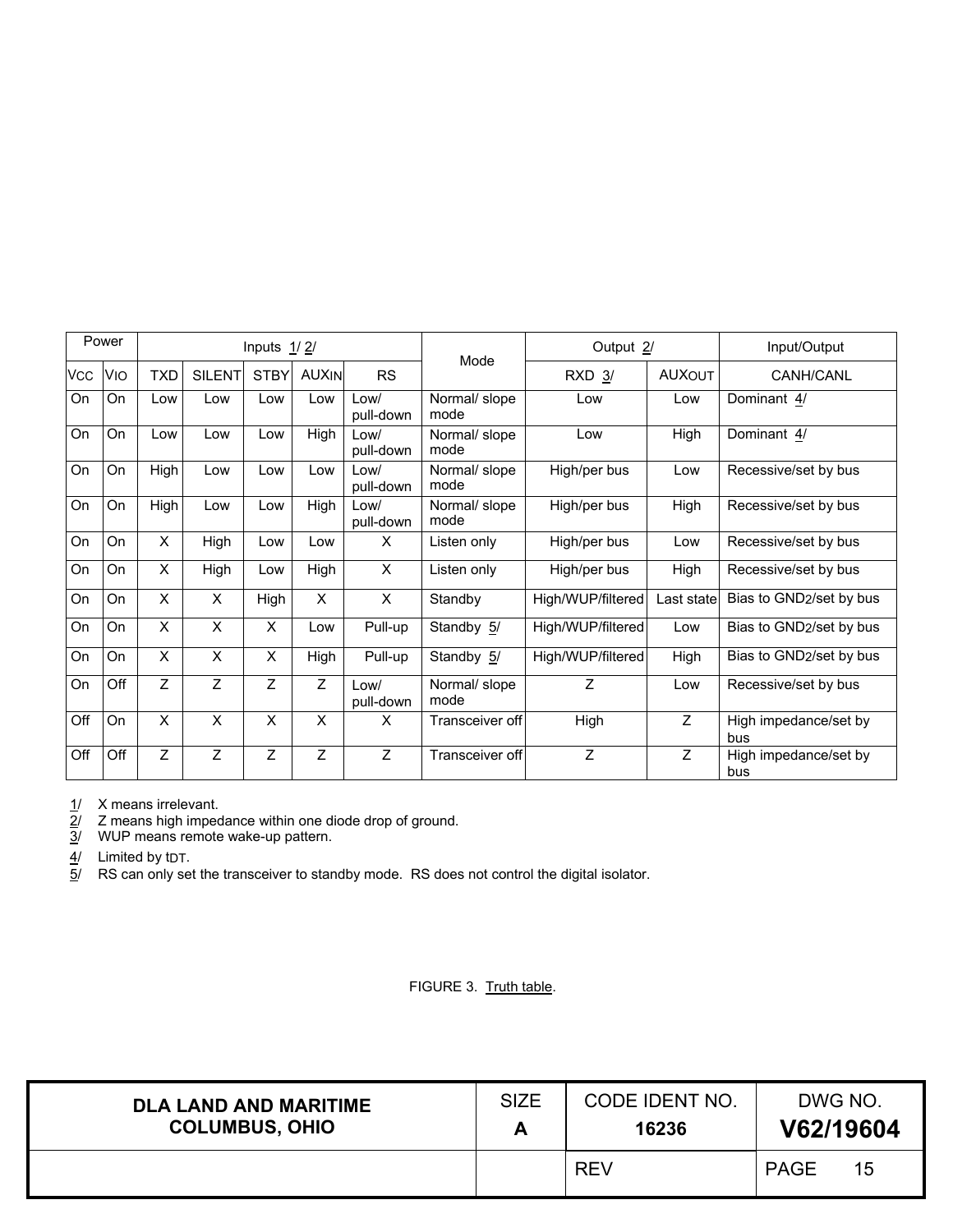| Power | | Inputs 1/ 2/ | | | | | Mode | Output 2/ | | Input/Output |
|---|---|---|---|---|---|---|---|---|---|---|
| $V_{CC}$ | $V_{IO}$ | TXD | SILENT | STBY | $AUX_{IN}$ | RS | | RXD 3/ | $AUX_{OUT}$ | CANH/CANL |
| On | On | Low | Low | Low | Low | Low/ pull-down | Normal/ slope mode | Low | Low | Dominant 4/ |
| On | On | Low | Low | Low | High | Low/ pull-down | Normal/ slope mode | Low | High | Dominant 4/ |
| On | On | High | Low | Low | Low | Low/ pull-down | Normal/ slope mode | High/per bus | Low | Recessive/set by bus |
| On | On | High | Low | Low | High | Low/ pull-down | Normal/ slope mode | High/per bus | High | Recessive/set by bus |
| On | On | X | High | Low | Low | X | Listen only | High/per bus | Low | Recessive/set by bus |
| On | On | X | High | Low | High | X | Listen only | High/per bus | High | Recessive/set by bus |
| On | On | X | X | High | X | X | Standby | High/WUP/filtered | Last state | Bias to $GND_2$/set by bus |
| On | On | X | X | X | Low | Pull-up | Standby 5/ | High/WUP/filtered | Low | Bias to $GND_2$/set by bus |
| On | On | X | X | X | High | Pull-up | Standby 5/ | High/WUP/filtered | High | Bias to $GND_2$/set by bus |
| On | Off | Z | Z | Z | Z | Low/ pull-down | Normal/ slope mode | Z | Low | Recessive/set by bus |
| Off | On | X | X | X | X | X | Transceiver off | High | Z | High impedance/set by bus |
| Off | Off | Z | Z | Z | Z | Z | Transceiver off | Z | Z | High impedance/set by bus |

1/ X means irrelevant.
2/ Z means high impedance within one diode drop of ground.
3/ WUP means remote wake-up pattern.
4/ Limited by $t_{DT}$.
5/ RS can only set the transceiver to standby mode. RS does not control the digital isolator.

FIGURE 3. Truth table.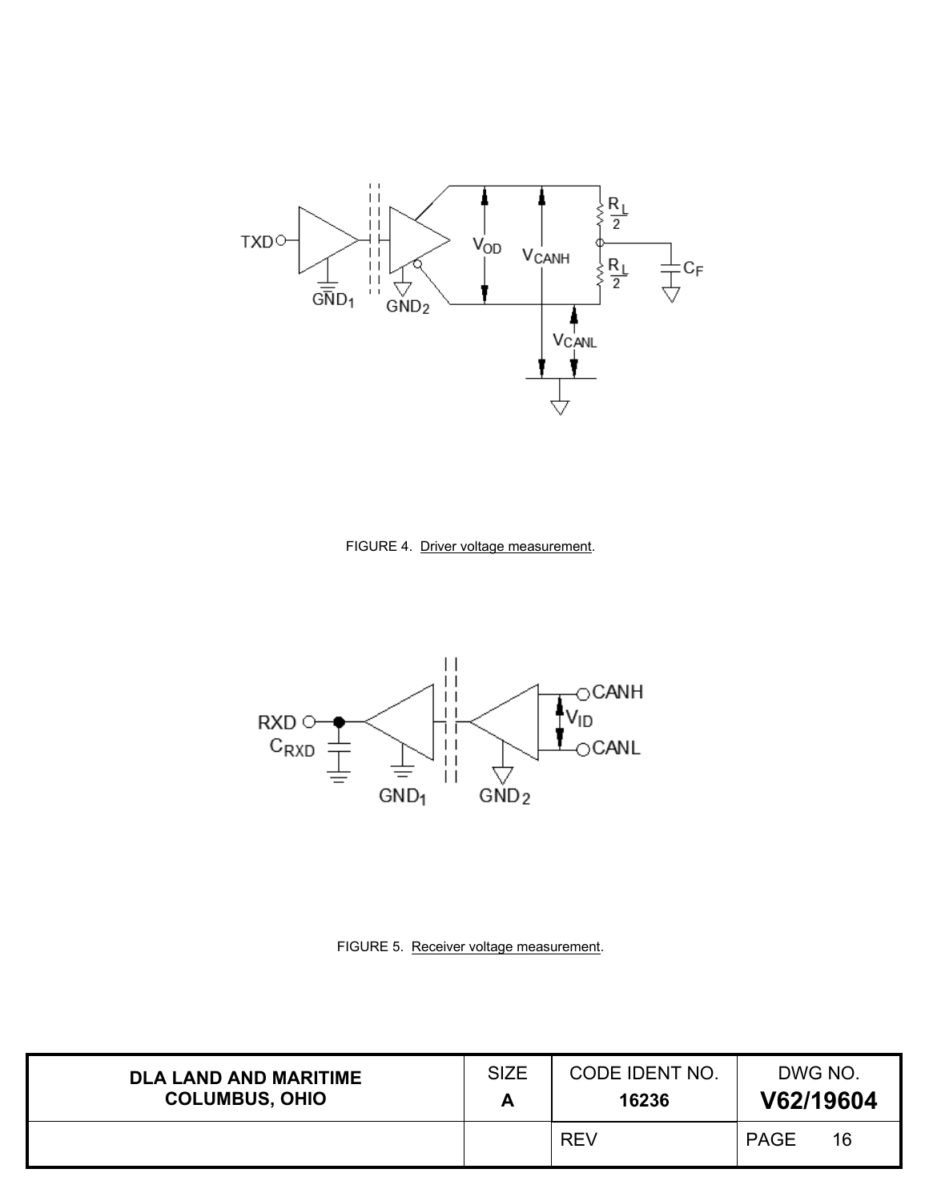FIGURE 4. Driver voltage measurement.

FIGURE 5. Receiver voltage measurement.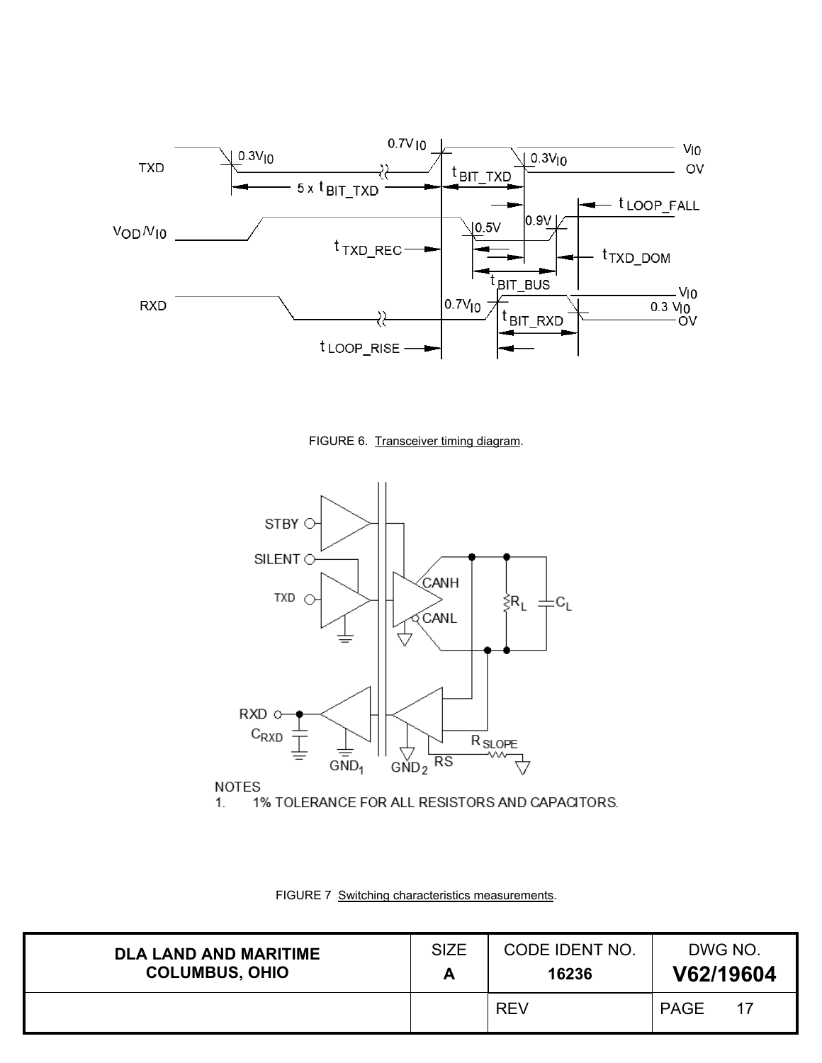FIGURE 6. Transceiver timing diagram.

NOTES
1. 1% TOLERANCE FOR ALL RESISTORS AND CAPACITORS.

FIGURE 7 Switching characteristics measurements.

| DLA LAND AND MARITIME COLUMBUS, OHIO | SIZE A | CODE IDENT NO. 16236 | DWG NO. V62/19604 |
|---|---|---|---|
| | | REV | PAGE 17 |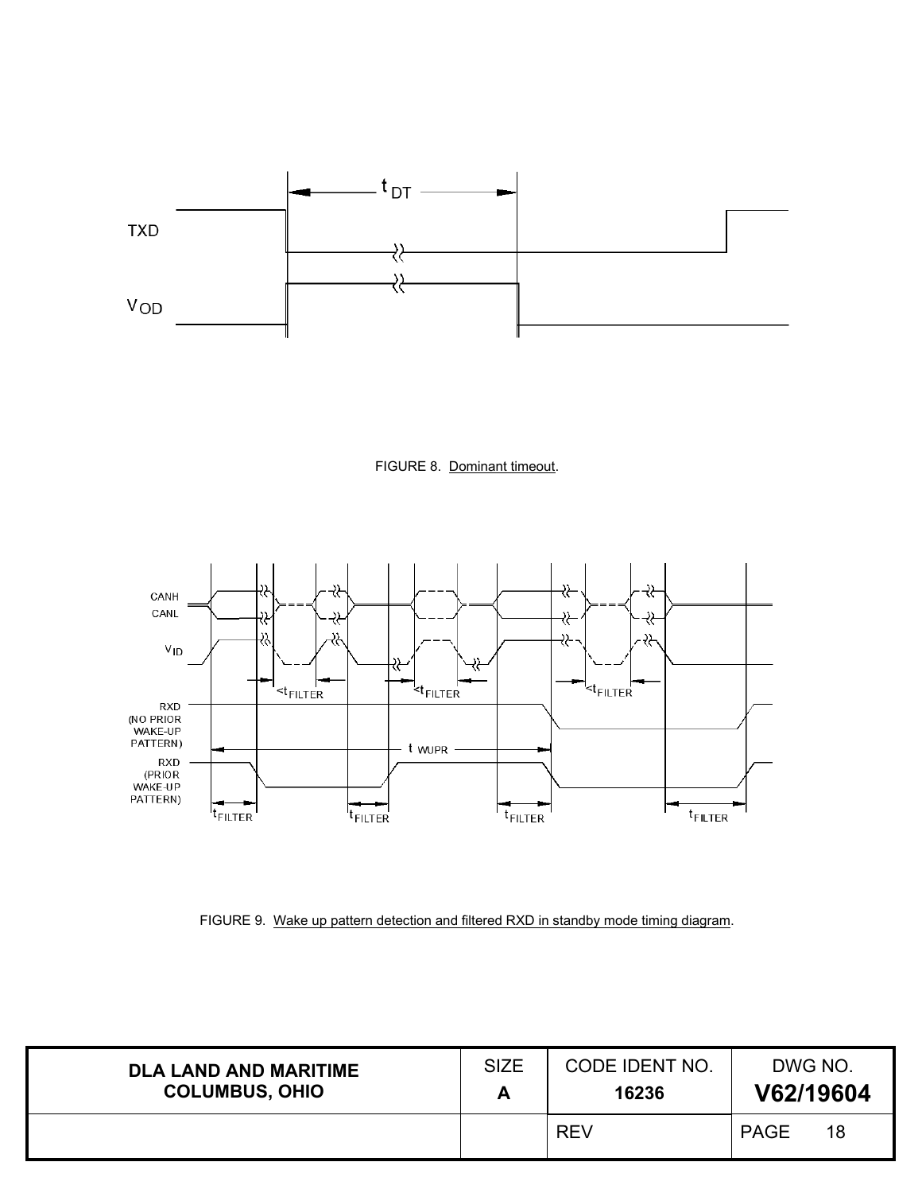FIGURE 8. Dominant timeout.

FIGURE 9. Wake up pattern detection and filtered RXD in standby mode timing diagram.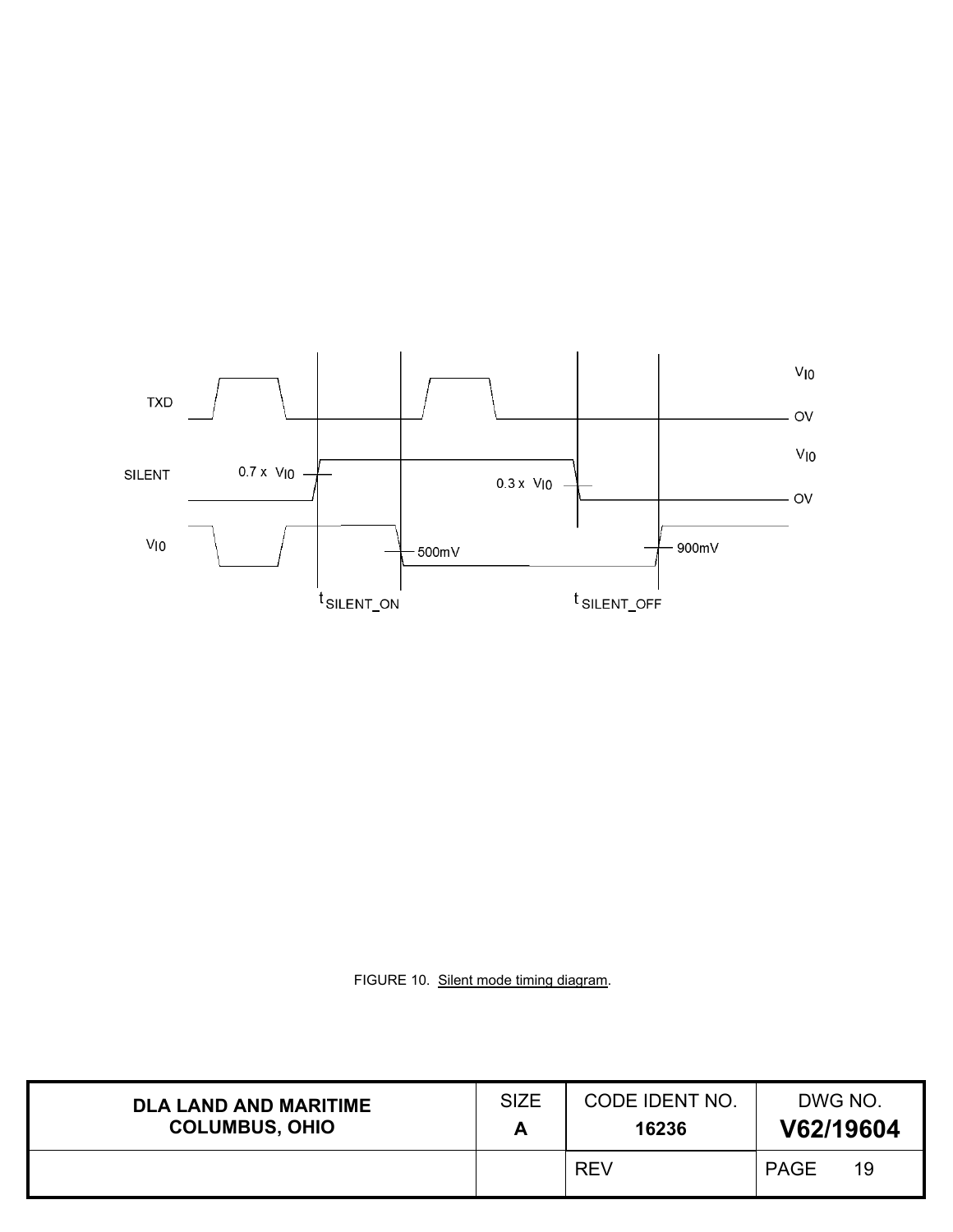FIGURE 10. Silent mode timing diagram.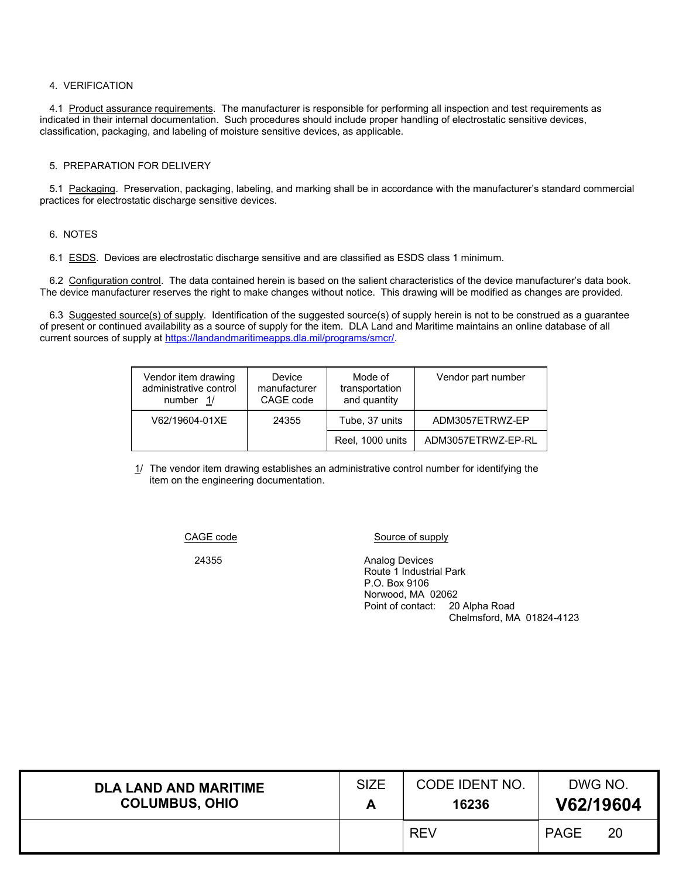## 4. VERIFICATION

4.1 Product assurance requirements. The manufacturer is responsible for performing all inspection and test requirements as indicated in their internal documentation. Such procedures should include proper handling of electrostatic sensitive devices, classification, packaging, and labeling of moisture sensitive devices, as applicable.

## 5. PREPARATION FOR DELIVERY

5.1 Packaging. Preservation, packaging, labeling, and marking shall be in accordance with the manufacturer's standard commercial practices for electrostatic discharge sensitive devices.

## 6. NOTES

6.1 ESDS. Devices are electrostatic discharge sensitive and are classified as ESDS class 1 minimum.

6.2 Configuration control. The data contained herein is based on the salient characteristics of the device manufacturer's data book. The device manufacturer reserves the right to make changes without notice. This drawing will be modified as changes are provided.

6.3 Suggested source(s) of supply. Identification of the suggested source(s) of supply herein is not to be construed as a guarantee of present or continued availability as a source of supply for the item. DLA Land and Maritime maintains an online database of all current sources of supply at https://landandmaritimeapps.dla.mil/programs/smcr/.

| Vendor item drawing administrative control number 1/ | Device manufacturer CAGE code | Mode of transportation and quantity | Vendor part number |
|---|---|---|---|
| V62/19604-01XE | 24355 | Tube, 37 units | ADM3057ETRWZ-EP |
| | | Reel, 1000 units | ADM3057ETRWZ-EP-RL |

1/ The vendor item drawing establishes an administrative control number for identifying the item on the engineering documentation.

| CAGE code | Source of supply |
|---|---|
| 24355 | Analog Devices<br>Route 1 Industrial Park<br>P.O. Box 9106<br>Norwood, MA 02062<br>Point of contact: 20 Alpha Road<br>Chelmsford, MA 01824-4123 |